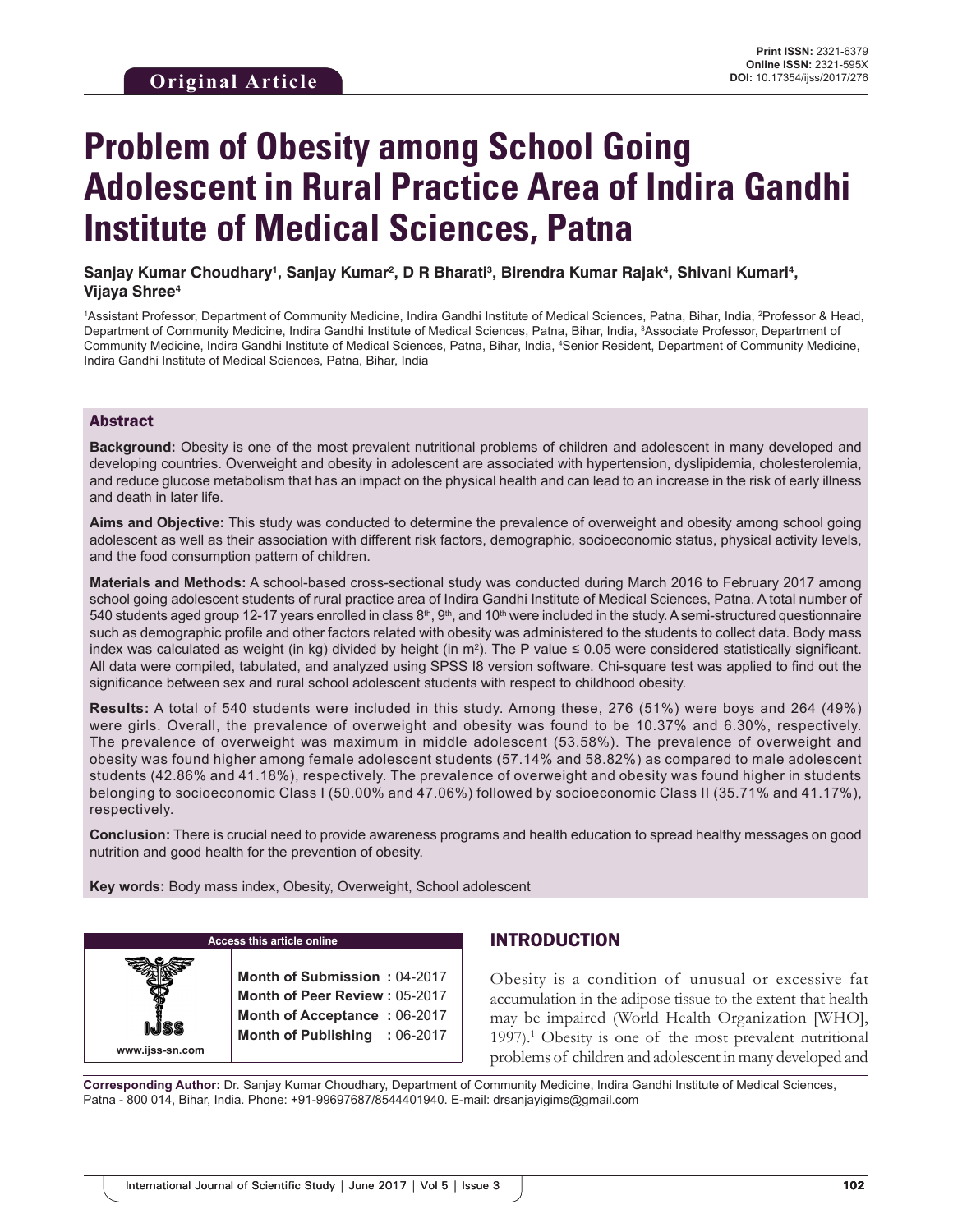Original Article

**Print ISSN:** 2321-6379
**Online ISSN:** 2321-595X
**DOI:** 10.17354/ijss/2017/276

# Problem of Obesity among School Going Adolescent in Rural Practice Area of Indira Gandhi Institute of Medical Sciences, Patna

**Sanjay Kumar Choudhary[1], Sanjay Kumar[2], D R Bharati[3], Birendra Kumar Rajak[4], Shivani Kumari[4], Vijaya Shree[4]**

[1]Assistant Professor, Department of Community Medicine, Indira Gandhi Institute of Medical Sciences, Patna, Bihar, India, [2]Professor & Head, Department of Community Medicine, Indira Gandhi Institute of Medical Sciences, Patna, Bihar, India, [3]Associate Professor, Department of Community Medicine, Indira Gandhi Institute of Medical Sciences, Patna, Bihar, India, [4]Senior Resident, Department of Community Medicine, Indira Gandhi Institute of Medical Sciences, Patna, Bihar, India

## Abstract

**Background:** Obesity is one of the most prevalent nutritional problems of children and adolescent in many developed and developing countries. Overweight and obesity in adolescent are associated with hypertension, dyslipidemia, cholesterolemia, and reduce glucose metabolism that has an impact on the physical health and can lead to an increase in the risk of early illness and death in later life.

**Aims and Objective:** This study was conducted to determine the prevalence of overweight and obesity among school going adolescent as well as their association with different risk factors, demographic, socioeconomic status, physical activity levels, and the food consumption pattern of children.

**Materials and Methods:** A school-based cross-sectional study was conducted during March 2016 to February 2017 among school going adolescent students of rural practice area of Indira Gandhi Institute of Medical Sciences, Patna. A total number of 540 students aged group 12-17 years enrolled in class $8^{th}$, $9^{th}$, and $10^{th}$ were included in the study. A semi-structured questionnaire such as demographic profile and other factors related with obesity was administered to the students to collect data. Body mass index was calculated as weight (in kg) divided by height (in $m^2$). The P value ≤ 0.05 were considered statistically significant. All data were compiled, tabulated, and analyzed using SPSS I8 version software. Chi-square test was applied to find out the significance between sex and rural school adolescent students with respect to childhood obesity.

**Results:** A total of 540 students were included in this study. Among these, 276 (51%) were boys and 264 (49%) were girls. Overall, the prevalence of overweight and obesity was found to be 10.37% and 6.30%, respectively. The prevalence of overweight was maximum in middle adolescent (53.58%). The prevalence of overweight and obesity was found higher among female adolescent students (57.14% and 58.82%) as compared to male adolescent students (42.86% and 41.18%), respectively. The prevalence of overweight and obesity was found higher in students belonging to socioeconomic Class I (50.00% and 47.06%) followed by socioeconomic Class II (35.71% and 41.17%), respectively.

**Conclusion:** There is crucial need to provide awareness programs and health education to spread healthy messages on good nutrition and good health for the prevention of obesity.

**Key words:** Body mass index, Obesity, Overweight, School adolescent

| Access this article online | |
|---|---|
| www.ijss-sn.com | **Month of Submission :** 04-2017 |
| | **Month of Peer Review :** 05-2017 |
| | **Month of Acceptance :** 06-2017 |
| | **Month of Publishing :** 06-2017 |

## INTRODUCTION

Obesity is a condition of unusual or excessive fat accumulation in the adipose tissue to the extent that health may be impaired (World Health Organization [WHO], 1997).[1] Obesity is one of the most prevalent nutritional problems of children and adolescent in many developed and

**Corresponding Author:** Dr. Sanjay Kumar Choudhary, Department of Community Medicine, Indira Gandhi Institute of Medical Sciences, Patna - 800 014, Bihar, India. Phone: +91-99697687/8544401940. E-mail: drsanjayigims@gmail.com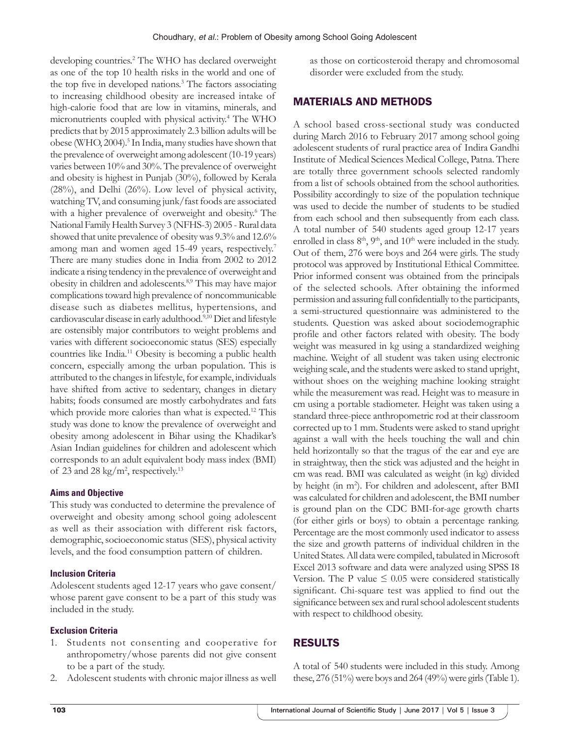developing countries.[2] The WHO has declared overweight as one of the top 10 health risks in the world and one of the top five in developed nations.[3] The factors associating to increasing childhood obesity are increased intake of high-calorie food that are low in vitamins, minerals, and micronutrients coupled with physical activity.[4] The WHO predicts that by 2015 approximately 2.3 billion adults will be obese (WHO, 2004).[5] In India, many studies have shown that the prevalence of overweight among adolescent (10-19 years) varies between 10% and 30%. The prevalence of overweight and obesity is highest in Punjab (30%), followed by Kerala (28%), and Delhi (26%). Low level of physical activity, watching TV, and consuming junk/fast foods are associated with a higher prevalence of overweight and obesity.[6] The National Family Health Survey 3 (NFHS-3) 2005 - Rural data showed that unite prevalence of obesity was 9.3% and 12.6% among man and women aged 15-49 years, respectively.[7] There are many studies done in India from 2002 to 2012 indicate a rising tendency in the prevalence of overweight and obesity in children and adolescents.[8,9] This may have major complications toward high prevalence of noncommunicable disease such as diabetes mellitus, hypertensions, and cardiovascular disease in early adulthood.[9,10] Diet and lifestyle are ostensibly major contributors to weight problems and varies with different socioeconomic status (SES) especially countries like India.[11] Obesity is becoming a public health concern, especially among the urban population. This is attributed to the changes in lifestyle, for example, individuals have shifted from active to sedentary, changes in dietary habits; foods consumed are mostly carbohydrates and fats which provide more calories than what is expected.[12] This study was done to know the prevalence of overweight and obesity among adolescent in Bihar using the Khadikar's Asian Indian guidelines for children and adolescent which corresponds to an adult equivalent body mass index (BMI) of 23 and 28 kg/m$^2$, respectively.[13]

### Aims and Objective

This study was conducted to determine the prevalence of overweight and obesity among school going adolescent as well as their association with different risk factors, demographic, socioeconomic status (SES), physical activity levels, and the food consumption pattern of children.

### Inclusion Criteria

Adolescent students aged 12-17 years who gave consent/ whose parent gave consent to be a part of this study was included in the study.

### Exclusion Criteria

1. Students not consenting and cooperative for anthropometry/whose parents did not give consent to be a part of the study.
2. Adolescent students with chronic major illness as well as those on corticosteroid therapy and chromosomal disorder were excluded from the study.

## MATERIALS AND METHODS

A school based cross-sectional study was conducted during March 2016 to February 2017 among school going adolescent students of rural practice area of Indira Gandhi Institute of Medical Sciences Medical College, Patna. There are totally three government schools selected randomly from a list of schools obtained from the school authorities. Possibility accordingly to size of the population technique was used to decide the number of students to be studied from each school and then subsequently from each class. A total number of 540 students aged group 12-17 years enrolled in class 8[th], 9[th], and 10[th] were included in the study. Out of them, 276 were boys and 264 were girls. The study protocol was approved by Institutional Ethical Committee. Prior informed consent was obtained from the principals of the selected schools. After obtaining the informed permission and assuring full confidentially to the participants, a semi-structured questionnaire was administered to the students. Question was asked about sociodemographic profile and other factors related with obesity. The body weight was measured in kg using a standardized weighing machine. Weight of all student was taken using electronic weighing scale, and the students were asked to stand upright, without shoes on the weighing machine looking straight while the measurement was read. Height was to measure in cm using a portable stadiometer. Height was taken using a standard three-piece anthropometric rod at their classroom corrected up to 1 mm. Students were asked to stand upright against a wall with the heels touching the wall and chin held horizontally so that the tragus of the ear and eye are in straightway, then the stick was adjusted and the height in cm was read. BMI was calculated as weight (in kg) divided by height (in m$^2$). For children and adolescent, after BMI was calculated for children and adolescent, the BMI number is ground plan on the CDC BMI-for-age growth charts (for either girls or boys) to obtain a percentage ranking. Percentage are the most commonly used indicator to assess the size and growth patterns of individual children in the United States. All data were compiled, tabulated in Microsoft Excel 2013 software and data were analyzed using SPSS I8 Version. The P value $\leq$ 0.05 were considered statistically significant. Chi-square test was applied to find out the significance between sex and rural school adolescent students with respect to childhood obesity.

## RESULTS

A total of 540 students were included in this study. Among these, 276 (51%) were boys and 264 (49%) were girls (Table 1).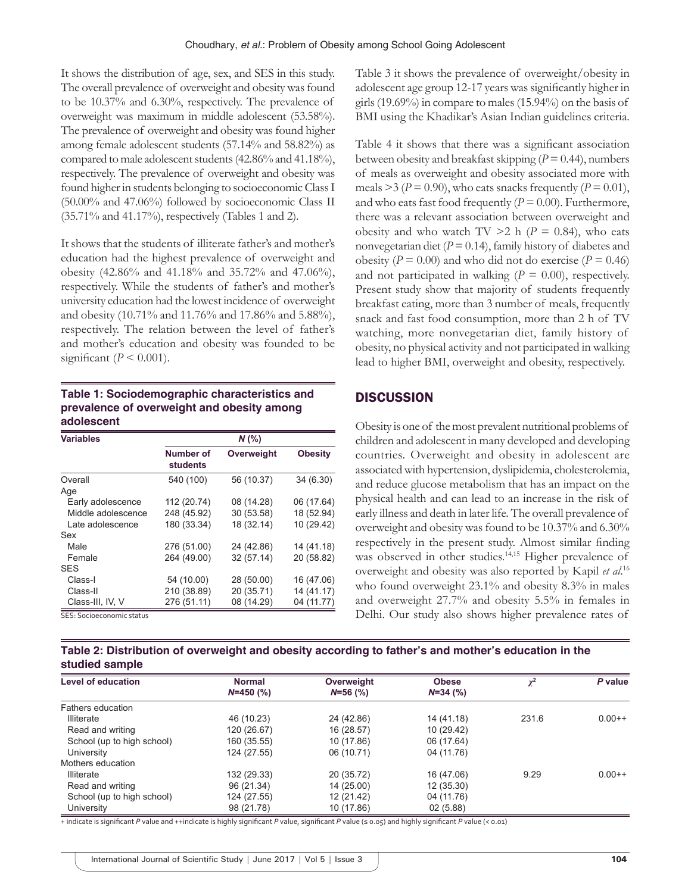It shows the distribution of age, sex, and SES in this study. The overall prevalence of overweight and obesity was found to be 10.37% and 6.30%, respectively. The prevalence of overweight was maximum in middle adolescent (53.58%). The prevalence of overweight and obesity was found higher among female adolescent students (57.14% and 58.82%) as compared to male adolescent students (42.86% and 41.18%), respectively. The prevalence of overweight and obesity was found higher in students belonging to socioeconomic Class I (50.00% and 47.06%) followed by socioeconomic Class II (35.71% and 41.17%), respectively (Tables 1 and 2).

It shows that the students of illiterate father's and mother's education had the highest prevalence of overweight and obesity (42.86% and 41.18% and 35.72% and 47.06%), respectively. While the students of father's and mother's university education had the lowest incidence of overweight and obesity (10.71% and 11.76% and 17.86% and 5.88%), respectively. The relation between the level of father's and mother's education and obesity was founded to be significant ($P < 0.001$).

**Table 1: Sociodemographic characteristics and prevalence of overweight and obesity among adolescent**

| Variables | N (%) | | |
|---|---|---|---|
| | Number of students | Overweight | Obesity |
| Overall | 540 (100) | 56 (10.37) | 34 (6.30) |
| Age | | | |
| Early adolescence | 112 (20.74) | 08 (14.28) | 06 (17.64) |
| Middle adolescence | 248 (45.92) | 30 (53.58) | 18 (52.94) |
| Late adolescence | 180 (33.34) | 18 (32.14) | 10 (29.42) |
| Sex | | | |
| Male | 276 (51.00) | 24 (42.86) | 14 (41.18) |
| Female | 264 (49.00) | 32 (57.14) | 20 (58.82) |
| SES | | | |
| Class-I | 54 (10.00) | 28 (50.00) | 16 (47.06) |
| Class-II | 210 (38.89) | 20 (35.71) | 14 (41.17) |
| Class-III, IV, V | 276 (51.11) | 08 (14.29) | 04 (11.77) |

SES: Socioeconomic status

Table 3 it shows the prevalence of overweight/obesity in adolescent age group 12-17 years was significantly higher in girls (19.69%) in compare to males (15.94%) on the basis of BMI using the Khadikar's Asian Indian guidelines criteria.

Table 4 it shows that there was a significant association between obesity and breakfast skipping ($P = 0.44$), numbers of meals as overweight and obesity associated more with meals >3 ($P = 0.90$), who eats snacks frequently ($P = 0.01$), and who eats fast food frequently ($P = 0.00$). Furthermore, there was a relevant association between overweight and obesity and who watch TV >2 h ($P = 0.84$), who eats nonvegetarian diet ($P = 0.14$), family history of diabetes and obesity ($P = 0.00$) and who did not do exercise ($P = 0.46$) and not participated in walking ($P = 0.00$), respectively. Present study show that majority of students frequently breakfast eating, more than 3 number of meals, frequently snack and fast food consumption, more than 2 h of TV watching, more nonvegetarian diet, family history of obesity, no physical activity and not participated in walking lead to higher BMI, overweight and obesity, respectively.

## DISCUSSION

Obesity is one of the most prevalent nutritional problems of children and adolescent in many developed and developing countries. Overweight and obesity in adolescent are associated with hypertension, dyslipidemia, cholesterolemia, and reduce glucose metabolism that has an impact on the physical health and can lead to an increase in the risk of early illness and death in later life. The overall prevalence of overweight and obesity was found to be 10.37% and 6.30% respectively in the present study. Almost similar finding was observed in other studies.[14,15] Higher prevalence of overweight and obesity was also reported by Kapil *et al.*[16] who found overweight 23.1% and obesity 8.3% in males and overweight 27.7% and obesity 5.5% in females in Delhi. Our study also shows higher prevalence rates of

**Table 2: Distribution of overweight and obesity according to father's and mother's education in the studied sample**

| Level of education | Normal N=450 (%) | Overweight N=56 (%) | Obese N=34 (%) | $\chi^2$ | P value |
|---|---|---|---|---|---|
| Fathers education | | | | | |
| Illiterate | 46 (10.23) | 24 (42.86) | 14 (41.18) | 231.6 | 0.00++ |
| Read and writing | 120 (26.67) | 16 (28.57) | 10 (29.42) | | |
| School (up to high school) | 160 (35.55) | 10 (17.86) | 06 (17.64) | | |
| University | 124 (27.55) | 06 (10.71) | 04 (11.76) | | |
| Mothers education | | | | | |
| Illiterate | 132 (29.33) | 20 (35.72) | 16 (47.06) | 9.29 | 0.00++ |
| Read and writing | 96 (21.34) | 14 (25.00) | 12 (35.30) | | |
| School (up to high school) | 124 (27.55) | 12 (21.42) | 04 (11.76) | | |
| University | 98 (21.78) | 10 (17.86) | 02 (5.88) | | |

+ indicate is significant *P* value and ++indicate is highly significant *P* value, significant *P* value (≤ 0.05) and highly significant *P* value (< 0.01)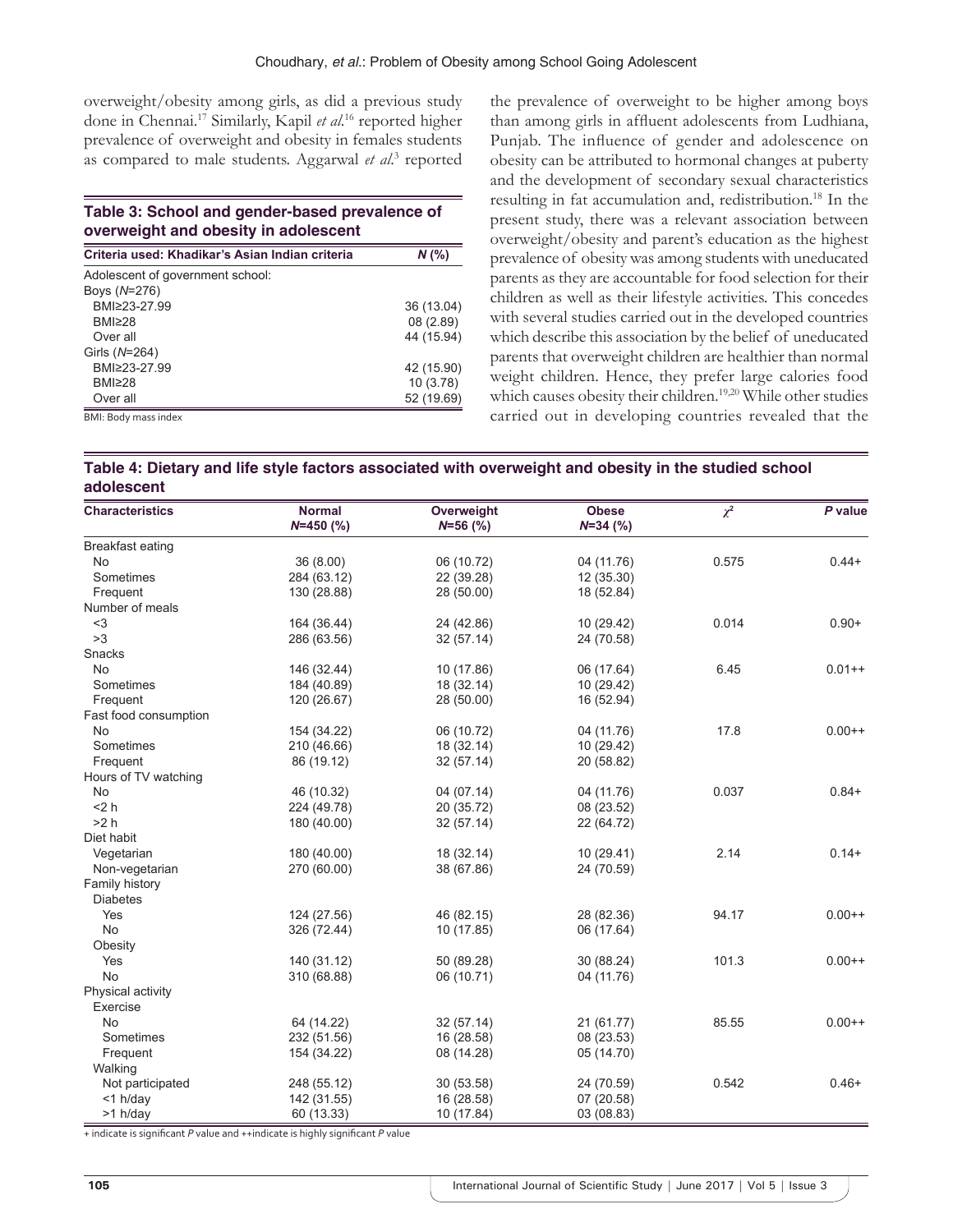overweight/obesity among girls, as did a previous study done in Chennai.[17] Similarly, Kapil *et al.*[16] reported higher prevalence of overweight and obesity in females students as compared to male students. Aggarwal *et al.*[3] reported

**Table 3: School and gender-based prevalence of overweight and obesity in adolescent**

| Criteria used: Khadikar's Asian Indian criteria | N (%) |
|---|---|
| Adolescent of government school: | |
| Boys (N=276) | |
| BMI≥23-27.99 | 36 (13.04) |
| BMI≥28 | 08 (2.89) |
| Over all | 44 (15.94) |
| Girls (N=264) | |
| BMI≥23-27.99 | 42 (15.90) |
| BMI≥28 | 10 (3.78) |
| Over all | 52 (19.69) |

BMI: Body mass index

the prevalence of overweight to be higher among boys than among girls in affluent adolescents from Ludhiana, Punjab. The influence of gender and adolescence on obesity can be attributed to hormonal changes at puberty and the development of secondary sexual characteristics resulting in fat accumulation and, redistribution.[18] In the present study, there was a relevant association between overweight/obesity and parent's education as the highest prevalence of obesity was among students with uneducated parents as they are accountable for food selection for their children as well as their lifestyle activities. This concedes with several studies carried out in the developed countries which describe this association by the belief of uneducated parents that overweight children are healthier than normal weight children. Hence, they prefer large calories food which causes obesity their children.[19,20] While other studies carried out in developing countries revealed that the

**Table 4: Dietary and life style factors associated with overweight and obesity in the studied school adolescent**

| Characteristics | Normal N=450 (%) | Overweight N=56 (%) | Obese N=34 (%) | $\chi^2$ | P value |
|---|---|---|---|---|---|
| Breakfast eating | | | | | |
| No | 36 (8.00) | 06 (10.72) | 04 (11.76) | 0.575 | 0.44+ |
| Sometimes | 284 (63.12) | 22 (39.28) | 12 (35.30) | | |
| Frequent | 130 (28.88) | 28 (50.00) | 18 (52.84) | | |
| Number of meals | | | | | |
| <3 | 164 (36.44) | 24 (42.86) | 10 (29.42) | 0.014 | 0.90+ |
| >3 | 286 (63.56) | 32 (57.14) | 24 (70.58) | | |
| Snacks | | | | | |
| No | 146 (32.44) | 10 (17.86) | 06 (17.64) | 6.45 | 0.01++ |
| Sometimes | 184 (40.89) | 18 (32.14) | 10 (29.42) | | |
| Frequent | 120 (26.67) | 28 (50.00) | 16 (52.94) | | |
| Fast food consumption | | | | | |
| No | 154 (34.22) | 06 (10.72) | 04 (11.76) | 17.8 | 0.00++ |
| Sometimes | 210 (46.66) | 18 (32.14) | 10 (29.42) | | |
| Frequent | 86 (19.12) | 32 (57.14) | 20 (58.82) | | |
| Hours of TV watching | | | | | |
| No | 46 (10.32) | 04 (07.14) | 04 (11.76) | 0.037 | 0.84+ |
| <2 h | 224 (49.78) | 20 (35.72) | 08 (23.52) | | |
| >2 h | 180 (40.00) | 32 (57.14) | 22 (64.72) | | |
| Diet habit | | | | | |
| Vegetarian | 180 (40.00) | 18 (32.14) | 10 (29.41) | 2.14 | 0.14+ |
| Non-vegetarian | 270 (60.00) | 38 (67.86) | 24 (70.59) | | |
| Family history | | | | | |
| Diabetes | | | | | |
| Yes | 124 (27.56) | 46 (82.15) | 28 (82.36) | 94.17 | 0.00++ |
| No | 326 (72.44) | 10 (17.85) | 06 (17.64) | | |
| Obesity | | | | | |
| Yes | 140 (31.12) | 50 (89.28) | 30 (88.24) | 101.3 | 0.00++ |
| No | 310 (68.88) | 06 (10.71) | 04 (11.76) | | |
| Physical activity | | | | | |
| Exercise | | | | | |
| No | 64 (14.22) | 32 (57.14) | 21 (61.77) | 85.55 | 0.00++ |
| Sometimes | 232 (51.56) | 16 (28.58) | 08 (23.53) | | |
| Frequent | 154 (34.22) | 08 (14.28) | 05 (14.70) | | |
| Walking | | | | | |
| Not participated | 248 (55.12) | 30 (53.58) | 24 (70.59) | 0.542 | 0.46+ |
| <1 h/day | 142 (31.55) | 16 (28.58) | 07 (20.58) | | |
| >1 h/day | 60 (13.33) | 10 (17.84) | 03 (08.83) | | |

+ indicate is significant *P* value and ++indicate is highly significant *P* value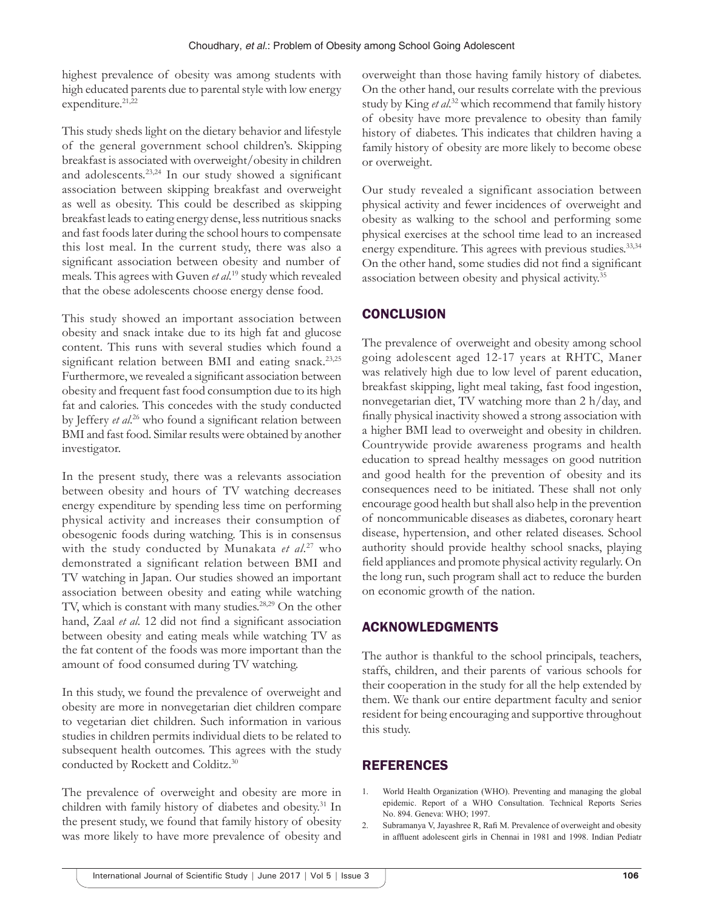highest prevalence of obesity was among students with high educated parents due to parental style with low energy expenditure.[21,22]

This study sheds light on the dietary behavior and lifestyle of the general government school children's. Skipping breakfast is associated with overweight/obesity in children and adolescents.[23,24] In our study showed a significant association between skipping breakfast and overweight as well as obesity. This could be described as skipping breakfast leads to eating energy dense, less nutritious snacks and fast foods later during the school hours to compensate this lost meal. In the current study, there was also a significant association between obesity and number of meals. This agrees with Guven *et al.*[19] study which revealed that the obese adolescents choose energy dense food.

This study showed an important association between obesity and snack intake due to its high fat and glucose content. This runs with several studies which found a significant relation between BMI and eating snack.[23,25] Furthermore, we revealed a significant association between obesity and frequent fast food consumption due to its high fat and calories. This concedes with the study conducted by Jeffery *et al.*[26] who found a significant relation between BMI and fast food. Similar results were obtained by another investigator.

In the present study, there was a relevants association between obesity and hours of TV watching decreases energy expenditure by spending less time on performing physical activity and increases their consumption of obesogenic foods during watching. This is in consensus with the study conducted by Munakata *et al.*[27] who demonstrated a significant relation between BMI and TV watching in Japan. Our studies showed an important association between obesity and eating while watching TV, which is constant with many studies.[28,29] On the other hand, Zaal *et al.* 12 did not find a significant association between obesity and eating meals while watching TV as the fat content of the foods was more important than the amount of food consumed during TV watching.

In this study, we found the prevalence of overweight and obesity are more in nonvegetarian diet children compare to vegetarian diet children. Such information in various studies in children permits individual diets to be related to subsequent health outcomes. This agrees with the study conducted by Rockett and Colditz.[30]

The prevalence of overweight and obesity are more in children with family history of diabetes and obesity.[31] In the present study, we found that family history of obesity was more likely to have more prevalence of obesity and overweight than those having family history of diabetes. On the other hand, our results correlate with the previous study by King *et al.*[32] which recommend that family history of obesity have more prevalence to obesity than family history of diabetes. This indicates that children having a family history of obesity are more likely to become obese or overweight.

Our study revealed a significant association between physical activity and fewer incidences of overweight and obesity as walking to the school and performing some physical exercises at the school time lead to an increased energy expenditure. This agrees with previous studies.[33,34] On the other hand, some studies did not find a significant association between obesity and physical activity.[35]

## CONCLUSION

The prevalence of overweight and obesity among school going adolescent aged 12-17 years at RHTC, Maner was relatively high due to low level of parent education, breakfast skipping, light meal taking, fast food ingestion, nonvegetarian diet, TV watching more than 2 h/day, and finally physical inactivity showed a strong association with a higher BMI lead to overweight and obesity in children. Countrywide provide awareness programs and health education to spread healthy messages on good nutrition and good health for the prevention of obesity and its consequences need to be initiated. These shall not only encourage good health but shall also help in the prevention of noncommunicable diseases as diabetes, coronary heart disease, hypertension, and other related diseases. School authority should provide healthy school snacks, playing field appliances and promote physical activity regularly. On the long run, such program shall act to reduce the burden on economic growth of the nation.

## ACKNOWLEDGMENTS

The author is thankful to the school principals, teachers, staffs, children, and their parents of various schools for their cooperation in the study for all the help extended by them. We thank our entire department faculty and senior resident for being encouraging and supportive throughout this study.

## REFERENCES

1. World Health Organization (WHO). Preventing and managing the global epidemic. Report of a WHO Consultation. Technical Reports Series No. 894. Geneva: WHO; 1997.
2. Subramanya V, Jayashree R, Rafi M. Prevalence of overweight and obesity in affluent adolescent girls in Chennai in 1981 and 1998. Indian Pediatr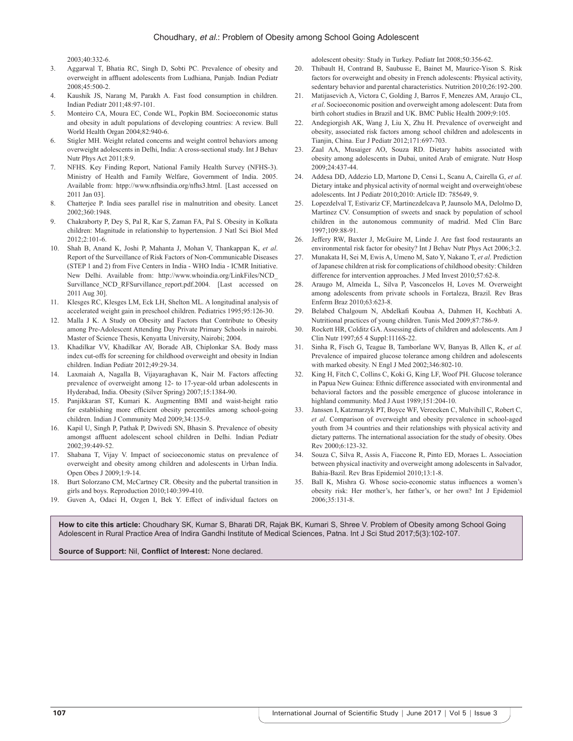2003;40:332-6.

3. Aggarwal T, Bhatia RC, Singh D, Sobti PC. Prevalence of obesity and overweight in affluent adolescents from Ludhiana, Punjab. Indian Pediatr 2008;45:500-2.
4. Kaushik JS, Narang M, Parakh A. Fast food consumption in children. Indian Pediatr 2011;48:97-101.
5. Monteiro CA, Moura EC, Conde WL, Popkin BM. Socioeconomic status and obesity in adult populations of developing countries: A review. Bull World Health Organ 2004;82:940-6.
6. Stigler MH. Weight related concerns and weight control behaviors among overweight adolescents in Delhi, India: A cross-sectional study. Int J Behav Nutr Phys Act 2011;8:9.
7. NFHS. Key Finding Report, National Family Health Survey (NFHS-3). Ministry of Health and Family Welfare, Government of India. 2005. Available from: htpp://www.nfhsindia.org/nfhs3.html. [Last accessed on 2011 Jan 03].
8. Chatterjee P. India sees parallel rise in malnutrition and obesity. Lancet 2002;360:1948.
9. Chakraborty P, Dey S, Pal R, Kar S, Zaman FA, Pal S. Obesity in Kolkata children: Magnitude in relationship to hypertension. J Natl Sci Biol Med 2012;2:101-6.
10. Shah B, Anand K, Joshi P, Mahanta J, Mohan V, Thankappan K, *et al*. Report of the Surveillance of Risk Factors of Non-Communicable Diseases (STEP 1 and 2) from Five Centers in India - WHO India - ICMR Initiative. New Delhi. Available from: http://www.whoindia.org/LinkFiles/NCD_Survillance_NCD_RFSurvillance_report.pdf.2004. [Last accessed on 2011 Aug 30].
11. Klesges RC, Klesges LM, Eck LH, Shelton ML. A longitudinal analysis of accelerated weight gain in preschool children. Pediatrics 1995;95:126-30.
12. Malla J K. A Study on Obesity and Factors that Contribute to Obesity among Pre-Adolescent Attending Day Private Primary Schools in nairobi. Master of Science Thesis, Kenyatta University, Nairobi; 2004.
13. Khadilkar VV, Khadilkar AV, Borade AB, Chiplonkar SA. Body mass index cut-offs for screening for childhood overweight and obesity in Indian children. Indian Pediatr 2012;49:29-34.
14. Laxmaiah A, Nagalla B, Vijayaraghavan K, Nair M. Factors affecting prevalence of overweight among 12- to 17-year-old urban adolescents in Hyderabad, India. Obesity (Silver Spring) 2007;15:1384-90.
15. Panjikkaran ST, Kumari K. Augmenting BMI and waist-height ratio for establishing more efficient obesity percentiles among school-going children. Indian J Community Med 2009;34:135-9.
16. Kapil U, Singh P, Pathak P, Dwivedi SN, Bhasin S. Prevalence of obesity amongst affluent adolescent school children in Delhi. Indian Pediatr 2002;39:449-52.
17. Shabana T, Vijay V. Impact of socioeconomic status on prevalence of overweight and obesity among children and adolescents in Urban India. Open Obes J 2009;1:9-14.
18. Burt Solorzano CM, McCartney CR. Obesity and the pubertal transition in girls and boys. Reproduction 2010;140:399-410.
19. Guven A, Odaci H, Ozgen I, Bek Y. Effect of individual factors on adolescent obesity: Study in Turkey. Pediatr Int 2008;50:356-62.
20. Thibault H, Contrand B, Saubusse E, Bainet M, Maurice-Yison S. Risk factors for overweight and obesity in French adolescents: Physical activity, sedentary behavior and parental characteristics. Nutrition 2010;26:192-200.
21. Matijasevich A, Victora C, Golding J, Barros F, Menezes AM, Araujo CL, *et al*. Socioeconomic position and overweight among adolescent: Data from birth cohort studies in Brazil and UK. BMC Public Health 2009;9:105.
22. Andegiorgish AK, Wang J, Liu X, Zhu H. Prevalence of overweight and obesity, associated risk factors among school children and adolescents in Tianjin, China. Eur J Pediatr 2012;171:697-703.
23. Zaal AA, Musaiger AO, Souza RD. Dietary habits associated with obesity among adolescents in Dubai, united Arab of emigrate. Nutr Hosp 2009;24:437-44.
24. Addesa DD, Addezio LD, Martone D, Censi L, Scanu A, Cairella G, *et al*. Dietary intake and physical activity of normal weight and overweight/obese adolescents. Int J Pediatr 2010;2010: Article ID: 785649, 9.
25. Lopezdelval T, Estivariz CF, Martinezdelcava P, Jaunsolo MA, Delolmo D, Martinez CV. Consumption of sweets and snack by population of school children in the autonomous community of madrid. Med Clin Barc 1997;109:88-91.
26. Jeffery RW, Baxter J, McGuire M, Linde J. Are fast food restaurants an environmental risk factor for obesity? Int J Behav Nutr Phys Act 2006;3:2.
27. Munakata H, Sei M, Ewis A, Umeno M, Sato Y, Nakano T, *et al*. Prediction of Japanese children at risk for complications of childhood obesity: Children difference for intervention approaches. J Med Invest 2010;57:62-8.
28. Araugo M, Almeida L, Silva P, Vasconcelos H, Loves M. Overweight among adolescents from private schools in Fortaleza, Brazil. Rev Bras Enferm Braz 2010;63:623-8.
29. Belabed Chalgoum N, Abdelkafi Koubaa A, Dahmen H, Kochbati A. Nutritional practices of young children. Tunis Med 2009;87:786-9.
30. Rockett HR, Colditz GA. Assessing diets of children and adolescents. Am J Clin Nutr 1997;65 4 Suppl:1116S-22.
31. Sinha R, Fisch G, Teague B, Tamborlane WV, Banyas B, Allen K, *et al.* Prevalence of impaired glucose tolerance among children and adolescents with marked obesity. N Engl J Med 2002;346:802-10.
32. King H, Fitch C, Collins C, Koki G, King LF, Woof PH. Glucose tolerance in Papua New Guinea: Ethnic difference associated with environmental and behavioral factors and the possible emergence of glucose intolerance in highland community. Med J Aust 1989;151:204-10.
33. Janssen I, Katzmarzyk PT, Boyce WF, Vereecken C, Mulvihill C, Robert C, *et al*. Comparison of overweight and obesity prevalence in school-aged youth from 34 countries and their relationships with physical activity and dietary patterns. The international association for the study of obesity. Obes Rev 2000;6:123-32.
34. Souza C, Silva R, Assis A, Fiaccone R, Pinto ED, Moraes L. Association between physical inactivity and overweight among adolescents in Salvador, Bahia-Bazil. Rev Bras Epidemiol 2010;13:1-8.
35. Ball K, Mishra G. Whose socio-economic status influences a women's obesity risk: Her mother's, her father's, or her own? Int J Epidemiol 2006;35:131-8.

**How to cite this article:** Choudhary SK, Kumar S, Bharati DR, Rajak BK, Kumari S, Shree V. Problem of Obesity among School Going Adolescent in Rural Practice Area of Indira Gandhi Institute of Medical Sciences, Patna. Int J Sci Stud 2017;5(3):102-107.

**Source of Support:** Nil, **Conflict of Interest:** None declared.